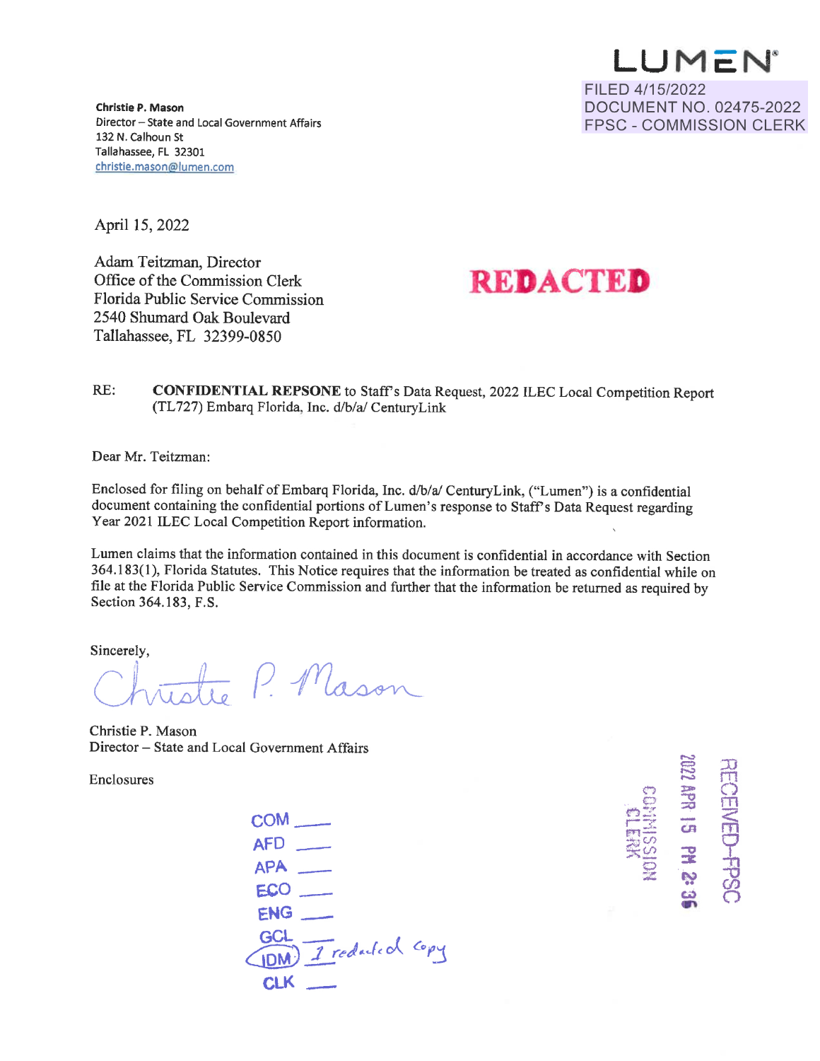LUMEN

FILED 4/15/2022
DOCUMENT NO. 02475-2022
FPSC - COMMISSION CLERK

**Christie P. Mason**
Director – State and Local Government Affairs
132 N. Calhoun St
Tallahassee, FL 32301
christie.mason@lumen.com

April 15, 2022

Adam Teitzman, Director
Office of the Commission Clerk
Florida Public Service Commission
2540 Shumard Oak Boulevard
Tallahassee, FL 32399-0850

**REDACTED**

RE: **CONFIDENTIAL REPSONE** to Staff's Data Request, 2022 ILEC Local Competition Report (TL727) Embarq Florida, Inc. d/b/a/ CenturyLink

Dear Mr. Teitzman:

Enclosed for filing on behalf of Embarq Florida, Inc. d/b/a/ CenturyLink, ("Lumen") is a confidential document containing the confidential portions of Lumen's response to Staff's Data Request regarding Year 2021 ILEC Local Competition Report information.

Lumen claims that the information contained in this document is confidential in accordance with Section 364.183(1), Florida Statutes. This Notice requires that the information be treated as confidential while on file at the Florida Public Service Commission and further that the information be returned as required by Section 364.183, F.S.

Sincerely,

Christie P. Mason

Christie P. Mason
Director – State and Local Government Affairs

Enclosures

COM ___
AFD ___
APA ___
ECO ___
ENG ___
GCL ___
IDM 1 redacted copy
CLK ___

RECEIVED-FPSC
2022 APR 15 PM 2:36
COMMISSION CLERK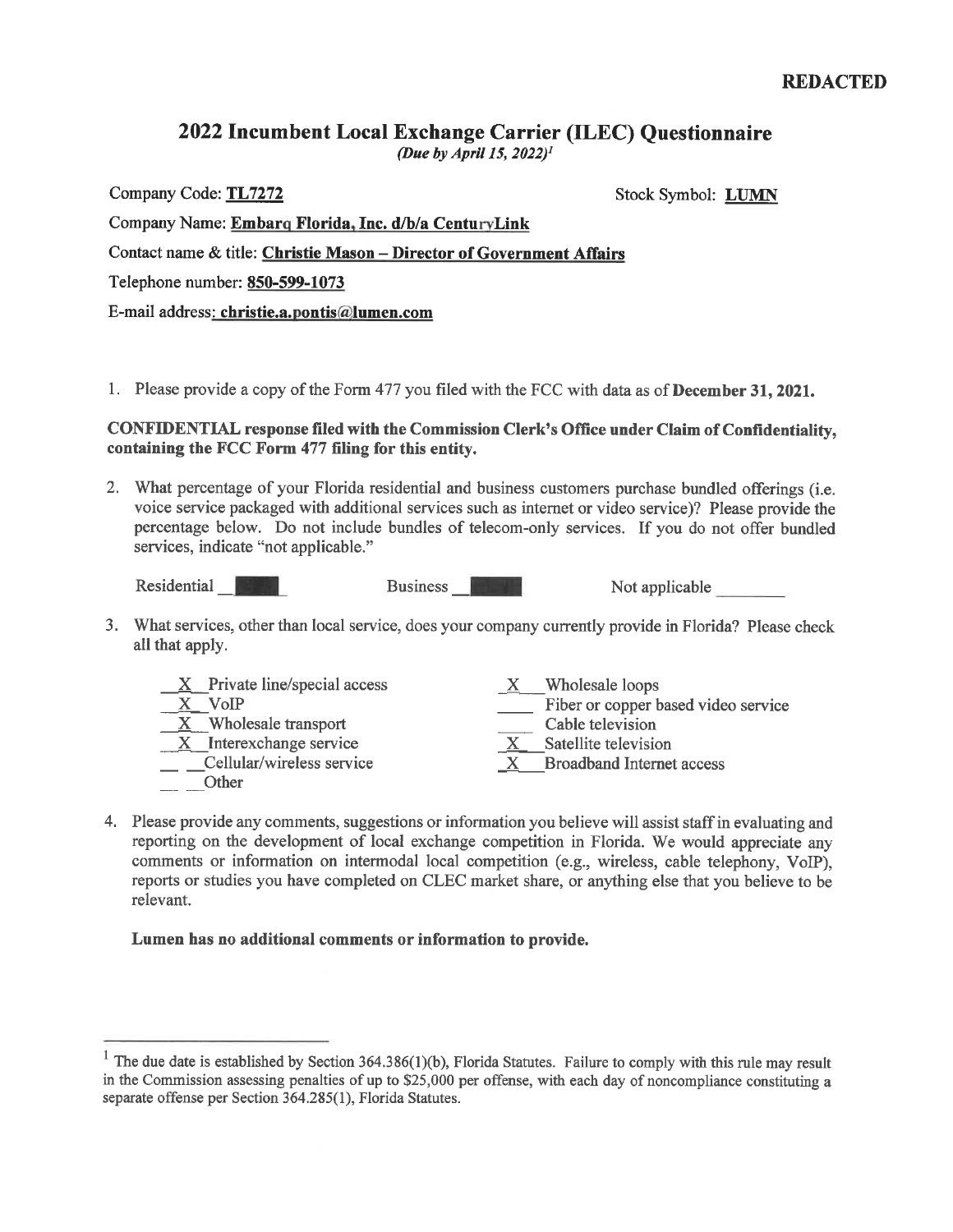**REDACTED**

# 2022 Incumbent Local Exchange Carrier (ILEC) Questionnaire

*(Due by April 15, 2022)*[1]

Company Code: **TL7272**

Stock Symbol: **LUMN**

Company Name: **Embarq Florida, Inc. d/b/a CenturyLink**

Contact name & title: **Christie Mason – Director of Government Affairs**

Telephone number: **850-599-1073**

E-mail address: **christie.a.pontis@lumen.com**

1. Please provide a copy of the Form 477 you filed with the FCC with data as of **December 31, 2021.**

**CONFIDENTIAL response filed with the Commission Clerk's Office under Claim of Confidentiality, containing the FCC Form 477 filing for this entity.**

2. What percentage of your Florida residential and business customers purchase bundled offerings (i.e. voice service packaged with additional services such as internet or video service)? Please provide the percentage below. Do not include bundles of telecom-only services. If you do not offer bundled services, indicate "not applicable."

Residential ██████ Business ██████ Not applicable ________

3. What services, other than local service, does your company currently provide in Florida? Please check all that apply.

- _X_ Private line/special access
- _X_ VoIP
- _X_ Wholesale transport
- _X_ Interexchange service
- ___ Cellular/wireless service
- ___ Other
- _X_ Wholesale loops
- ___ Fiber or copper based video service
- ___ Cable television
- _X_ Satellite television
- _X_ Broadband Internet access

4. Please provide any comments, suggestions or information you believe will assist staff in evaluating and reporting on the development of local exchange competition in Florida. We would appreciate any comments or information on intermodal local competition (e.g., wireless, cable telephony, VoIP), reports or studies you have completed on CLEC market share, or anything else that you believe to be relevant.

**Lumen has no additional comments or information to provide.**

---

[1] The due date is established by Section 364.386(1)(b), Florida Statutes. Failure to comply with this rule may result in the Commission assessing penalties of up to $25,000 per offense, with each day of noncompliance constituting a separate offense per Section 364.285(1), Florida Statutes.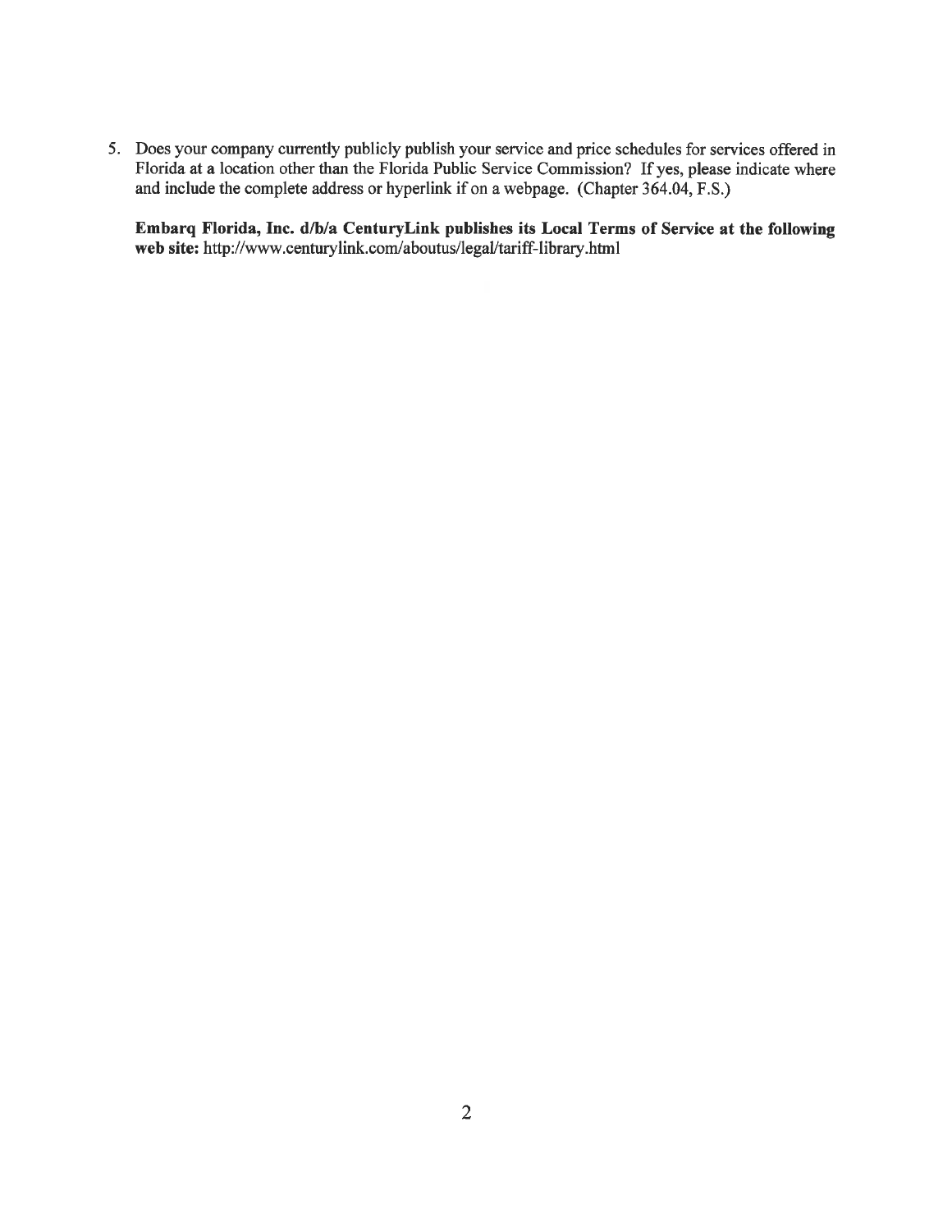5. Does your company currently publicly publish your service and price schedules for services offered in Florida at a location other than the Florida Public Service Commission? If yes, please indicate where and include the complete address or hyperlink if on a webpage. (Chapter 364.04, F.S.)

   **Embarq Florida, Inc. d/b/a CenturyLink publishes its Local Terms of Service at the following web site:** http://www.centurylink.com/aboutus/legal/tariff-library.html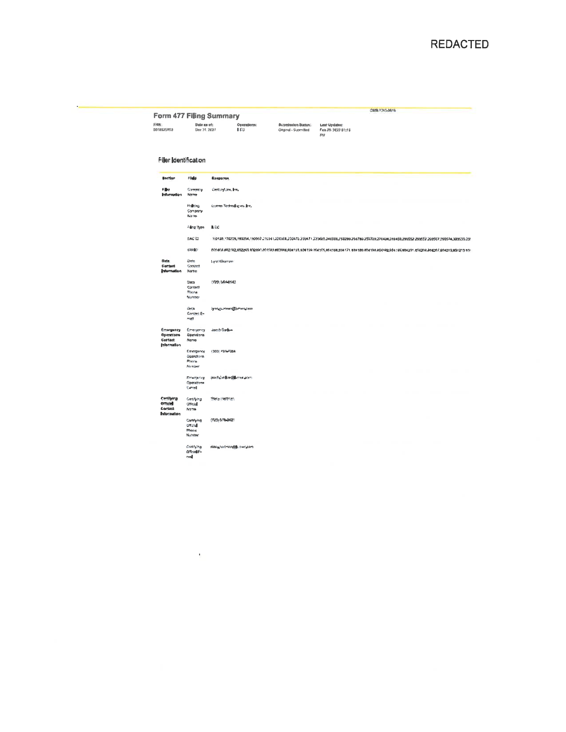REDACTED

OMB 3060-0816

## Form 477 Filing Summary

| FRN: | Data as of: | Operations: | Submission Status: | Last Updated: |
|---|---|---|---|---|
| 0018626853 | Dec 31, 2021 | ILEC | Original - Submitted | Feb 28, 2022 01:16 PM |

### Filer Identification

| Section | Field | Response |
|---|---|---|
| Filer Information | Company Name | CenturyLink, Inc. |
| | Holding Company Name | Lumen Technologies, Inc. |
| | Filing Type | ILEC |
| | SAC ID | 150138,170239,193254,190567,210341,220368,230470,230471,270485,240006,250290,250780,259789,270436,280459,290552,290557,290567,290574,320523,32 |
| | SPIN | 833463,882182,882263,832891,801583,883998,804155,804159,804165,804168,804171,804180,804188,804189,804195,804201,804204,804207,804210,804213,80 |
| Data Contact Information | Data Contact Name | Lynn Klusman |
| | Data Contact Phone Number | (720) 568-8943 |
| | Data Contact E-mail | lynn.klusman@lumen.com |
| Emergency Operations Contact Information | Emergency Operations Name | Jacob Darlow |
| | Emergency Operations Phone Number | (303) 724-8084 |
| | Emergency Operations E-mail | jacob.darlow@lumen.com |
| Certifying Official Contact Information | Certifying Official Name | Stacy Hartman |
| | Certifying Official Phone Number | (720) 578-2421 |
| | Certifying Official E-mail | stacy.hartman@lumen.com |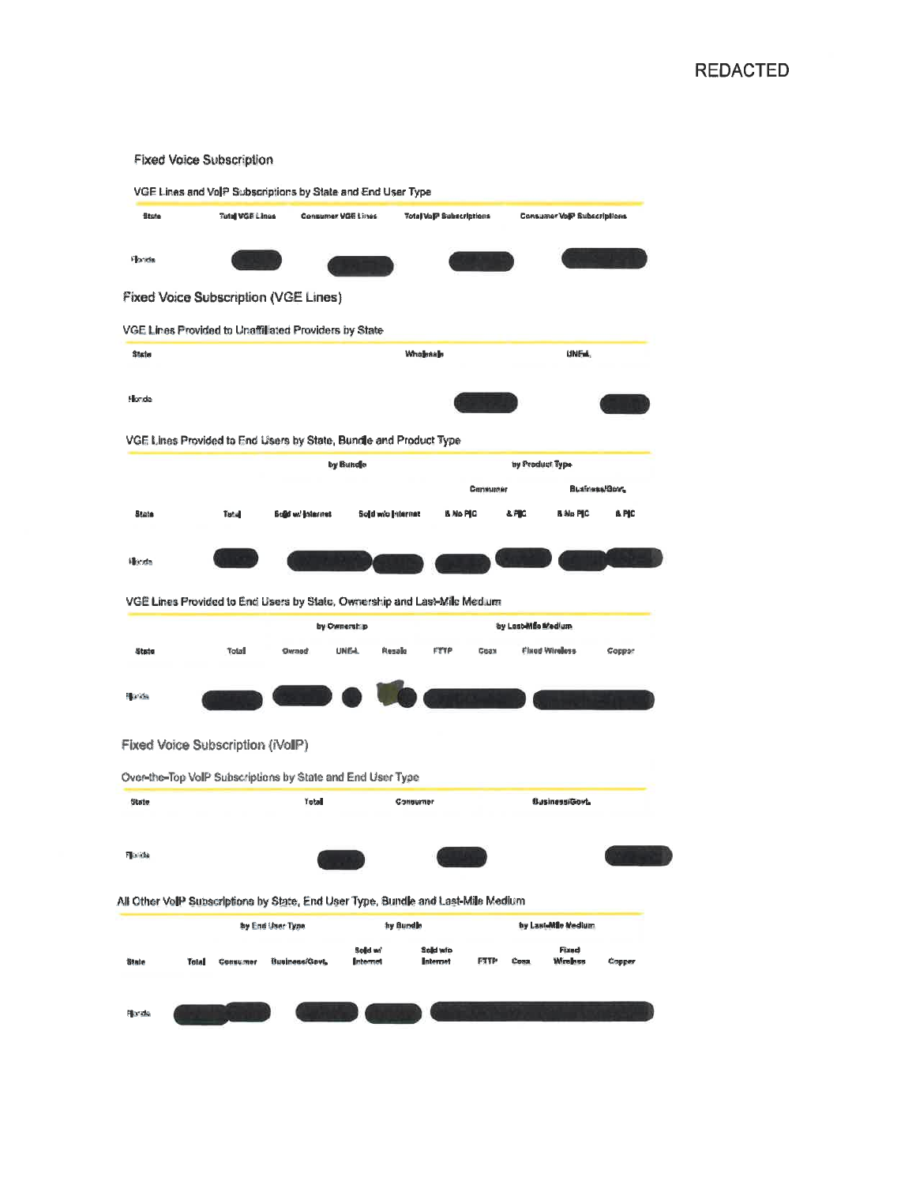REDACTED

## Fixed Voice Subscription

### VGE Lines and VoIP Subscriptions by State and End User Type

| State | Total VGE Lines | Consumer VGE Lines | Total VoIP Subscriptions | Consumer VoIP Subscriptions |
|---|---|---|---|---|
| Florida | | | | |

## Fixed Voice Subscription (VGE Lines)

### VGE Lines Provided to Unaffiliated Providers by State

| State | Wholesale | UNE-L |
|---|---|---|
| Florida | | |

### VGE Lines Provided to End Users by State, Bundle and Product Type

| | | by Bundle | | by Product Type | | | |
|---|---|---|---|---|---|---|---|
| | | | | Consumer | | Business/Govt. | |
| State | Total | Sold w/ Internet | Sold w/o Internet | & No PIC | & PIC | & No PIC | & PIC |
| Florida | | | | | | | |

### VGE Lines Provided to End Users by State, Ownership and Last-Mile Medium

| | | by Ownership | | | by Last-Mile Medium | | | |
|---|---|---|---|---|---|---|---|---|
| State | Total | Owned | UNE-L | Resale | FTTP | Coax | Fixed Wireless | Copper |
| Florida | | | | | | | | |

## Fixed Voice Subscription (iVoIP)

### Over-the-Top VoIP Subscriptions by State and End User Type

| State | Total | Consumer | Business/Govt. |
|---|---|---|---|
| Florida | | | |

### All Other VoIP Subscriptions by State, End User Type, Bundle and Last-Mile Medium

| | | by End User Type | | by Bundle | | by Last-Mile Medium | | | |
|---|---|---|---|---|---|---|---|---|---|
| State | Total | Consumer | Business/Govt. | Sold w/ Internet | Sold w/o Internet | FTTP | Coax | Fixed Wireless | Copper |
| Florida | | | | | | | | | |